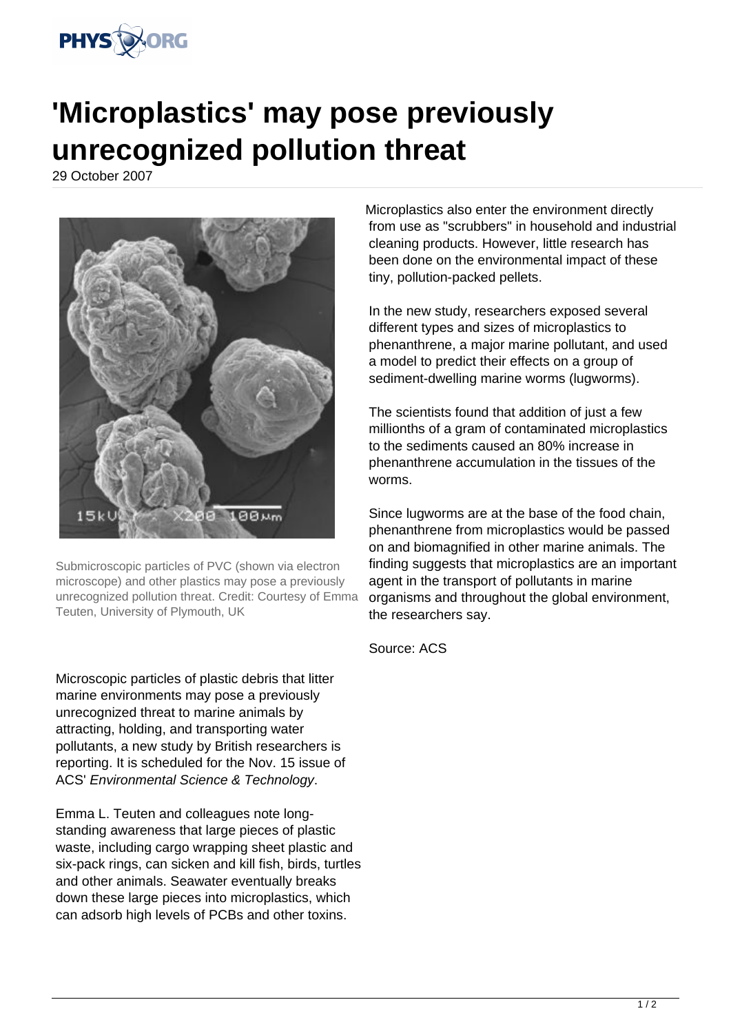# 'Microplastics' may pose previously unrecognized pollution threat

29 October 2007

Submicroscopic particles of PVC (shown via electron microscope) and other plastics may pose a previously unrecognized pollution threat. Credit: Courtesy of Emma Teuten, University of Plymouth, UK

Microscopic particles of plastic debris that litter marine environments may pose a previously unrecognized threat to marine animals by attracting, holding, and transporting water pollutants, a new study by British researchers is reporting. It is scheduled for the Nov. 15 issue of ACS' *Environmental Science & Technology*.

Emma L. Teuten and colleagues note long-standing awareness that large pieces of plastic waste, including cargo wrapping sheet plastic and six-pack rings, can sicken and kill fish, birds, turtles and other animals. Seawater eventually breaks down these large pieces into microplastics, which can adsorb high levels of PCBs and other toxins.

Microplastics also enter the environment directly from use as "scrubbers" in household and industrial cleaning products. However, little research has been done on the environmental impact of these tiny, pollution-packed pellets.

In the new study, researchers exposed several different types and sizes of microplastics to phenanthrene, a major marine pollutant, and used a model to predict their effects on a group of sediment-dwelling marine worms (lugworms).

The scientists found that addition of just a few millionths of a gram of contaminated microplastics to the sediments caused an 80% increase in phenanthrene accumulation in the tissues of the worms.

Since lugworms are at the base of the food chain, phenanthrene from microplastics would be passed on and biomagnified in other marine animals. The finding suggests that microplastics are an important agent in the transport of pollutants in marine organisms and throughout the global environment, the researchers say.

Source: ACS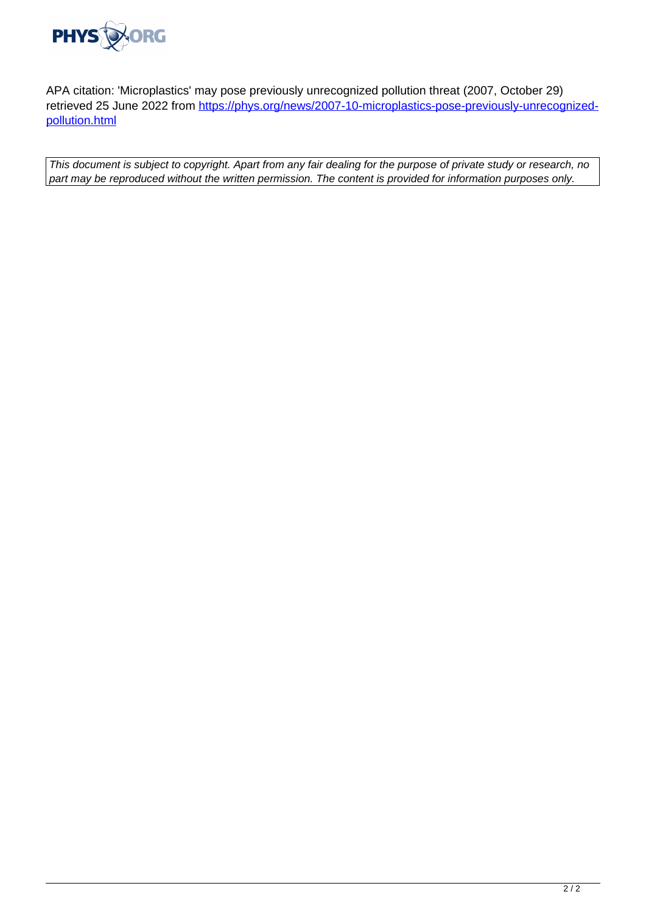APA citation: 'Microplastics' may pose previously unrecognized pollution threat (2007, October 29) retrieved 25 June 2022 from https://phys.org/news/2007-10-microplastics-pose-previously-unrecognized-pollution.html

*This document is subject to copyright. Apart from any fair dealing for the purpose of private study or research, no part may be reproduced without the written permission. The content is provided for information purposes only.*